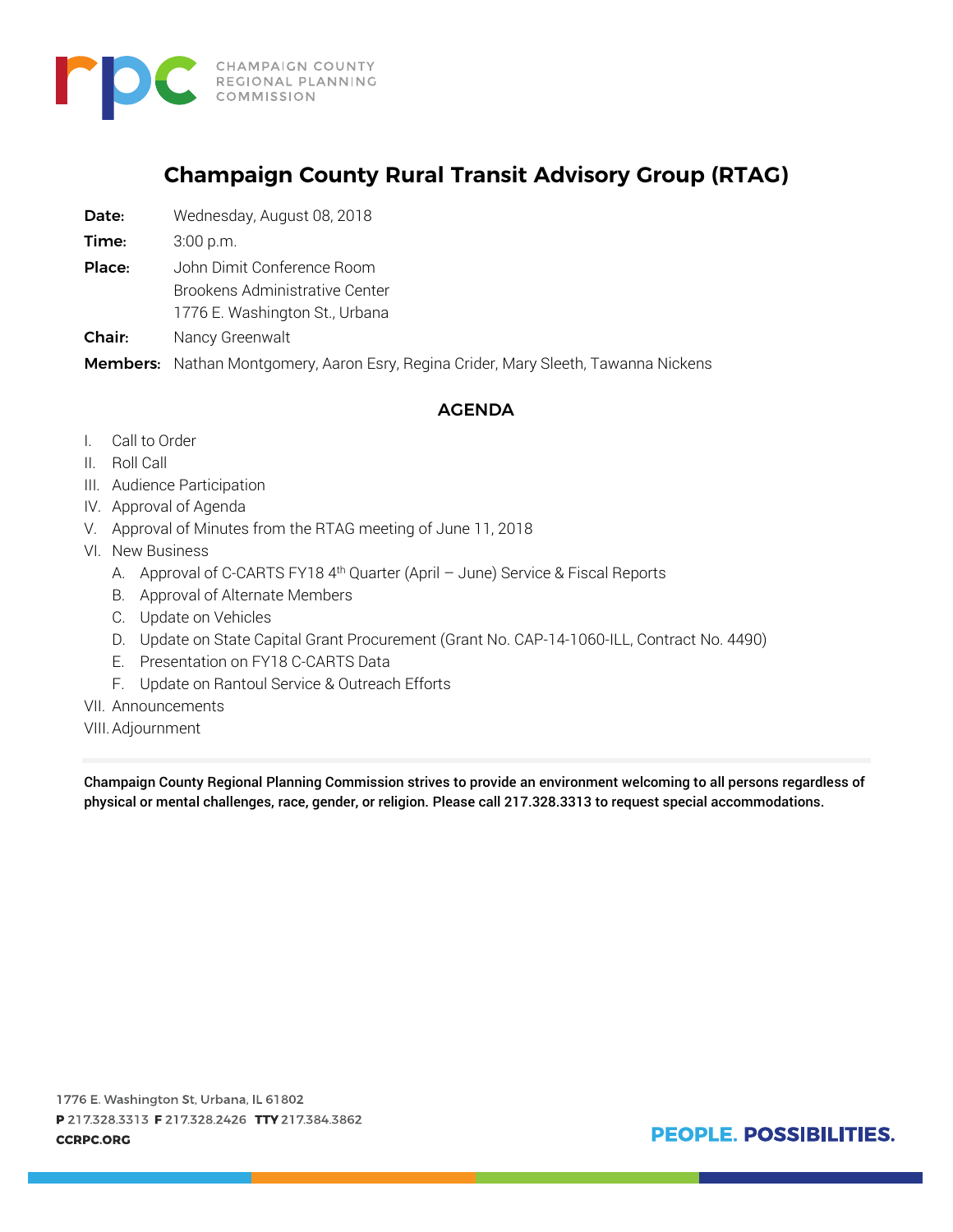CHAMPAIGN COUNTY REGIONAL PLANNING COMMISSION

# Champaign County Rural Transit Advisory Group (RTAG)

**Date:** Wednesday, August 08, 2018

**Time:** 3:00 p.m.

**Place:** John Dimit Conference Room
Brookens Administrative Center
1776 E. Washington St., Urbana

**Chair:** Nancy Greenwalt

**Members:** Nathan Montgomery, Aaron Esry, Regina Crider, Mary Sleeth, Tawanna Nickens

## AGENDA

I. Call to Order
II. Roll Call
III. Audience Participation
IV. Approval of Agenda
V. Approval of Minutes from the RTAG meeting of June 11, 2018
VI. New Business
   A. Approval of C-CARTS FY18 4th Quarter (April – June) Service & Fiscal Reports
   B. Approval of Alternate Members
   C. Update on Vehicles
   D. Update on State Capital Grant Procurement (Grant No. CAP-14-1060-ILL, Contract No. 4490)
   E. Presentation on FY18 C-CARTS Data
   F. Update on Rantoul Service & Outreach Efforts
VII. Announcements
VIII. Adjournment

---

**Champaign County Regional Planning Commission strives to provide an environment welcoming to all persons regardless of physical or mental challenges, race, gender, or religion. Please call 217.328.3313 to request special accommodations.**

1776 E. Washington St, Urbana, IL 61802
**P** 217.328.3313 **F** 217.328.2426 **TTY** 217.384.3862
**CCRPC.ORG**

**PEOPLE. POSSIBILITIES.**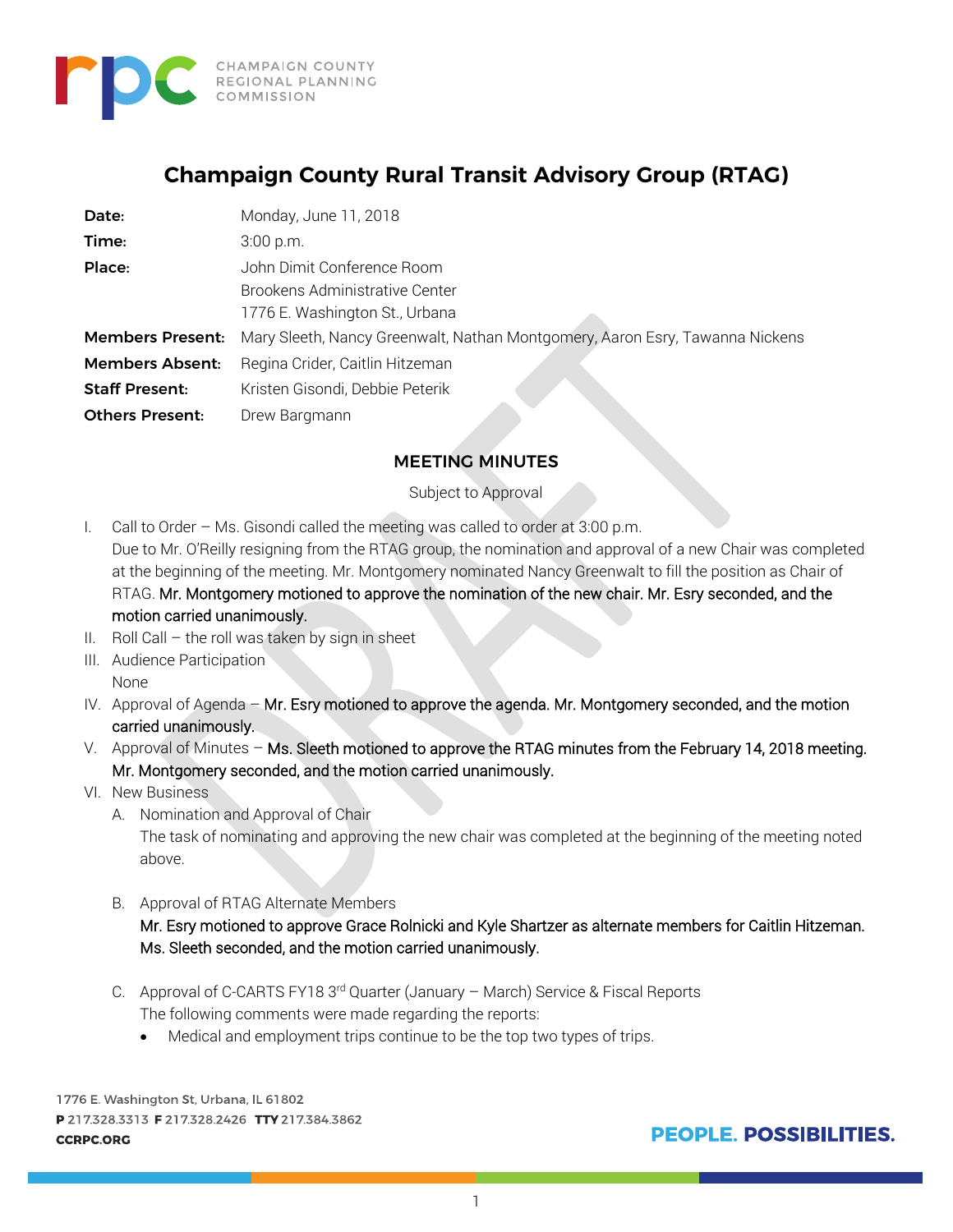# Champaign County Rural Transit Advisory Group (RTAG)

| | |
|---|---|
| **Date:** | Monday, June 11, 2018 |
| **Time:** | 3:00 p.m. |
| **Place:** | John Dimit Conference Room<br>Brookens Administrative Center<br>1776 E. Washington St., Urbana |
| **Members Present:** | Mary Sleeth, Nancy Greenwalt, Nathan Montgomery, Aaron Esry, Tawanna Nickens |
| **Members Absent:** | Regina Crider, Caitlin Hitzeman |
| **Staff Present:** | Kristen Gisondi, Debbie Peterik |
| **Others Present:** | Drew Bargmann |

## MEETING MINUTES

Subject to Approval

I. Call to Order – Ms. Gisondi called the meeting was called to order at 3:00 p.m.
Due to Mr. O'Reilly resigning from the RTAG group, the nomination and approval of a new Chair was completed at the beginning of the meeting. Mr. Montgomery nominated Nancy Greenwalt to fill the position as Chair of RTAG. Mr. Montgomery motioned to approve the nomination of the new chair. Mr. Esry seconded, and the motion carried unanimously.

II. Roll Call – the roll was taken by sign in sheet

III. Audience Participation
None

IV. Approval of Agenda – Mr. Esry motioned to approve the agenda. Mr. Montgomery seconded, and the motion carried unanimously.

V. Approval of Minutes – Ms. Sleeth motioned to approve the RTAG minutes from the February 14, 2018 meeting. Mr. Montgomery seconded, and the motion carried unanimously.

VI. New Business

A. Nomination and Approval of Chair
The task of nominating and approving the new chair was completed at the beginning of the meeting noted above.

B. Approval of RTAG Alternate Members
Mr. Esry motioned to approve Grace Rolnicki and Kyle Shartzer as alternate members for Caitlin Hitzeman. Ms. Sleeth seconded, and the motion carried unanimously.

C. Approval of C-CARTS FY18 3rd Quarter (January – March) Service & Fiscal Reports
The following comments were made regarding the reports:

- Medical and employment trips continue to be the top two types of trips.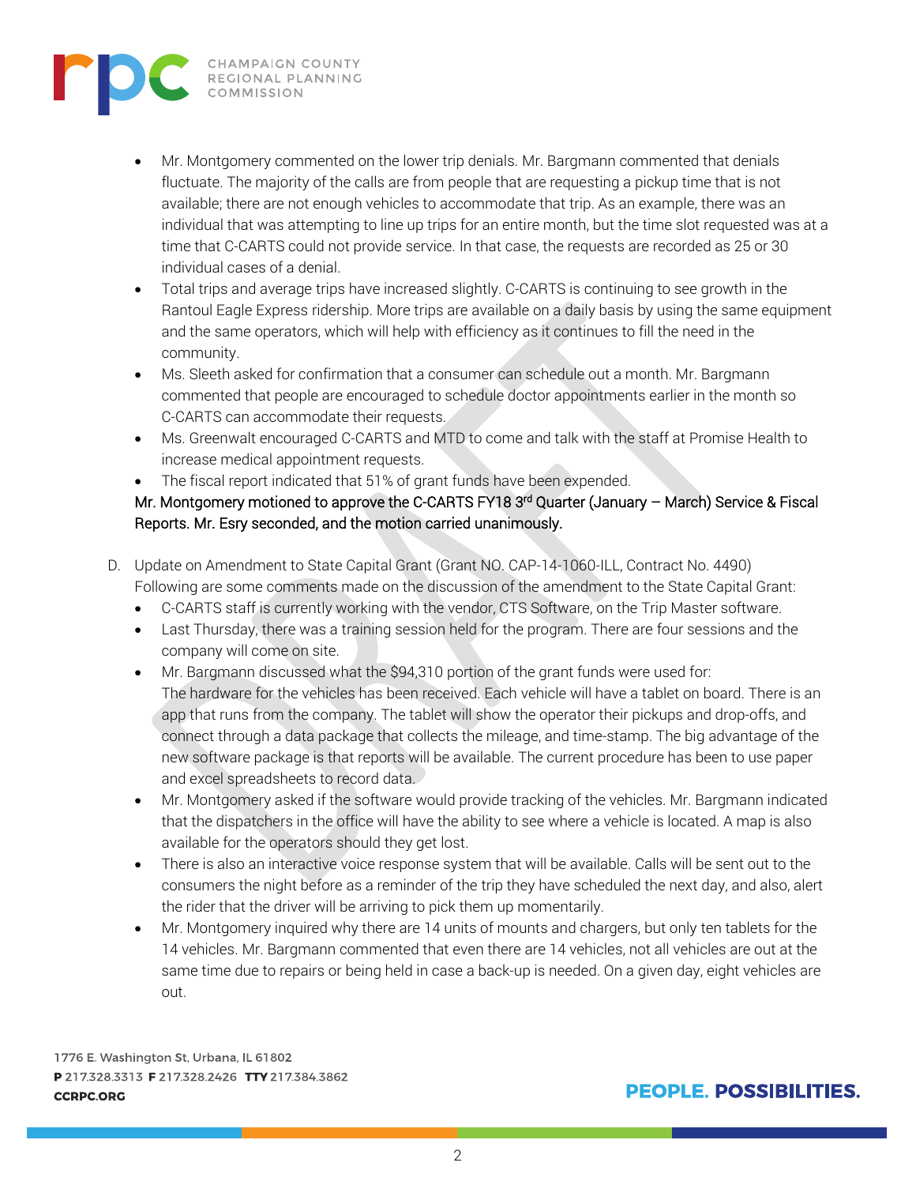- Mr. Montgomery commented on the lower trip denials. Mr. Bargmann commented that denials fluctuate. The majority of the calls are from people that are requesting a pickup time that is not available; there are not enough vehicles to accommodate that trip. As an example, there was an individual that was attempting to line up trips for an entire month, but the time slot requested was at a time that C-CARTS could not provide service. In that case, the requests are recorded as 25 or 30 individual cases of a denial.
- Total trips and average trips have increased slightly. C-CARTS is continuing to see growth in the Rantoul Eagle Express ridership. More trips are available on a daily basis by using the same equipment and the same operators, which will help with efficiency as it continues to fill the need in the community.
- Ms. Sleeth asked for confirmation that a consumer can schedule out a month. Mr. Bargmann commented that people are encouraged to schedule doctor appointments earlier in the month so C-CARTS can accommodate their requests.
- Ms. Greenwalt encouraged C-CARTS and MTD to come and talk with the staff at Promise Health to increase medical appointment requests.
- The fiscal report indicated that 51% of grant funds have been expended.

Mr. Montgomery motioned to approve the C-CARTS FY18 3rd Quarter (January – March) Service & Fiscal Reports. Mr. Esry seconded, and the motion carried unanimously.

D. Update on Amendment to State Capital Grant (Grant NO. CAP-14-1060-ILL, Contract No. 4490)
Following are some comments made on the discussion of the amendment to the State Capital Grant:
- C-CARTS staff is currently working with the vendor, CTS Software, on the Trip Master software.
- Last Thursday, there was a training session held for the program. There are four sessions and the company will come on site.
- Mr. Bargmann discussed what the $94,310 portion of the grant funds were used for:
  The hardware for the vehicles has been received. Each vehicle will have a tablet on board. There is an app that runs from the company. The tablet will show the operator their pickups and drop-offs, and connect through a data package that collects the mileage, and time-stamp. The big advantage of the new software package is that reports will be available. The current procedure has been to use paper and excel spreadsheets to record data.
- Mr. Montgomery asked if the software would provide tracking of the vehicles. Mr. Bargmann indicated that the dispatchers in the office will have the ability to see where a vehicle is located. A map is also available for the operators should they get lost.
- There is also an interactive voice response system that will be available. Calls will be sent out to the consumers the night before as a reminder of the trip they have scheduled the next day, and also, alert the rider that the driver will be arriving to pick them up momentarily.
- Mr. Montgomery inquired why there are 14 units of mounts and chargers, but only ten tablets for the 14 vehicles. Mr. Bargmann commented that even there are 14 vehicles, not all vehicles are out at the same time due to repairs or being held in case a back-up is needed. On a given day, eight vehicles are out.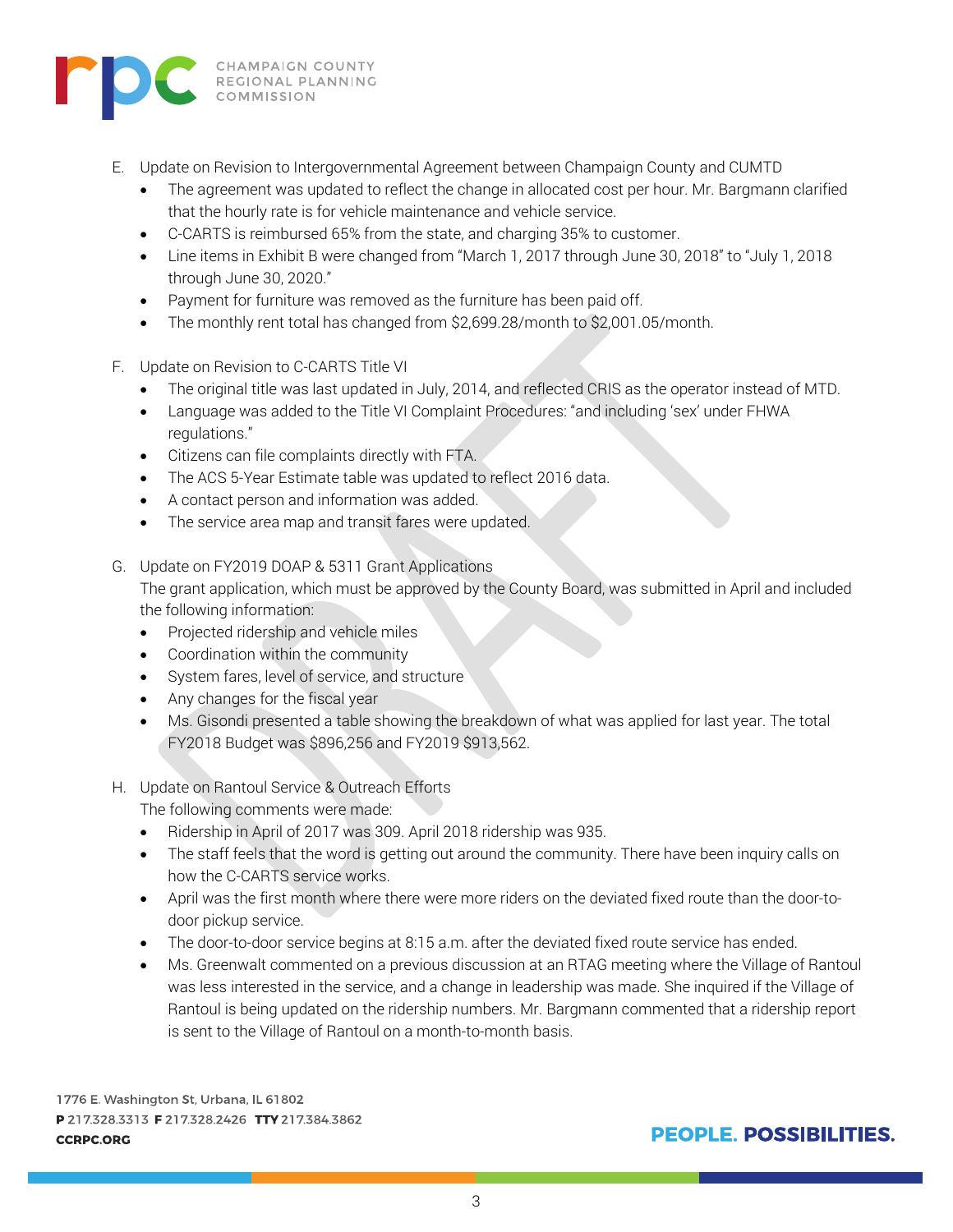E. Update on Revision to Intergovernmental Agreement between Champaign County and CUMTD
   - The agreement was updated to reflect the change in allocated cost per hour. Mr. Bargmann clarified that the hourly rate is for vehicle maintenance and vehicle service.
   - C-CARTS is reimbursed 65% from the state, and charging 35% to customer.
   - Line items in Exhibit B were changed from "March 1, 2017 through June 30, 2018" to "July 1, 2018 through June 30, 2020."
   - Payment for furniture was removed as the furniture has been paid off.
   - The monthly rent total has changed from $2,699.28/month to $2,001.05/month.

F. Update on Revision to C-CARTS Title VI
   - The original title was last updated in July, 2014, and reflected CRIS as the operator instead of MTD.
   - Language was added to the Title VI Complaint Procedures: "and including 'sex' under FHWA regulations."
   - Citizens can file complaints directly with FTA.
   - The ACS 5-Year Estimate table was updated to reflect 2016 data.
   - A contact person and information was added.
   - The service area map and transit fares were updated.

G. Update on FY2019 DOAP & 5311 Grant Applications

   The grant application, which must be approved by the County Board, was submitted in April and included the following information:
   - Projected ridership and vehicle miles
   - Coordination within the community
   - System fares, level of service, and structure
   - Any changes for the fiscal year
   - Ms. Gisondi presented a table showing the breakdown of what was applied for last year. The total FY2018 Budget was $896,256 and FY2019 $913,562.

H. Update on Rantoul Service & Outreach Efforts

   The following comments were made:
   - Ridership in April of 2017 was 309. April 2018 ridership was 935.
   - The staff feels that the word is getting out around the community. There have been inquiry calls on how the C-CARTS service works.
   - April was the first month where there were more riders on the deviated fixed route than the door-to-door pickup service.
   - The door-to-door service begins at 8:15 a.m. after the deviated fixed route service has ended.
   - Ms. Greenwalt commented on a previous discussion at an RTAG meeting where the Village of Rantoul was less interested in the service, and a change in leadership was made. She inquired if the Village of Rantoul is being updated on the ridership numbers. Mr. Bargmann commented that a ridership report is sent to the Village of Rantoul on a month-to-month basis.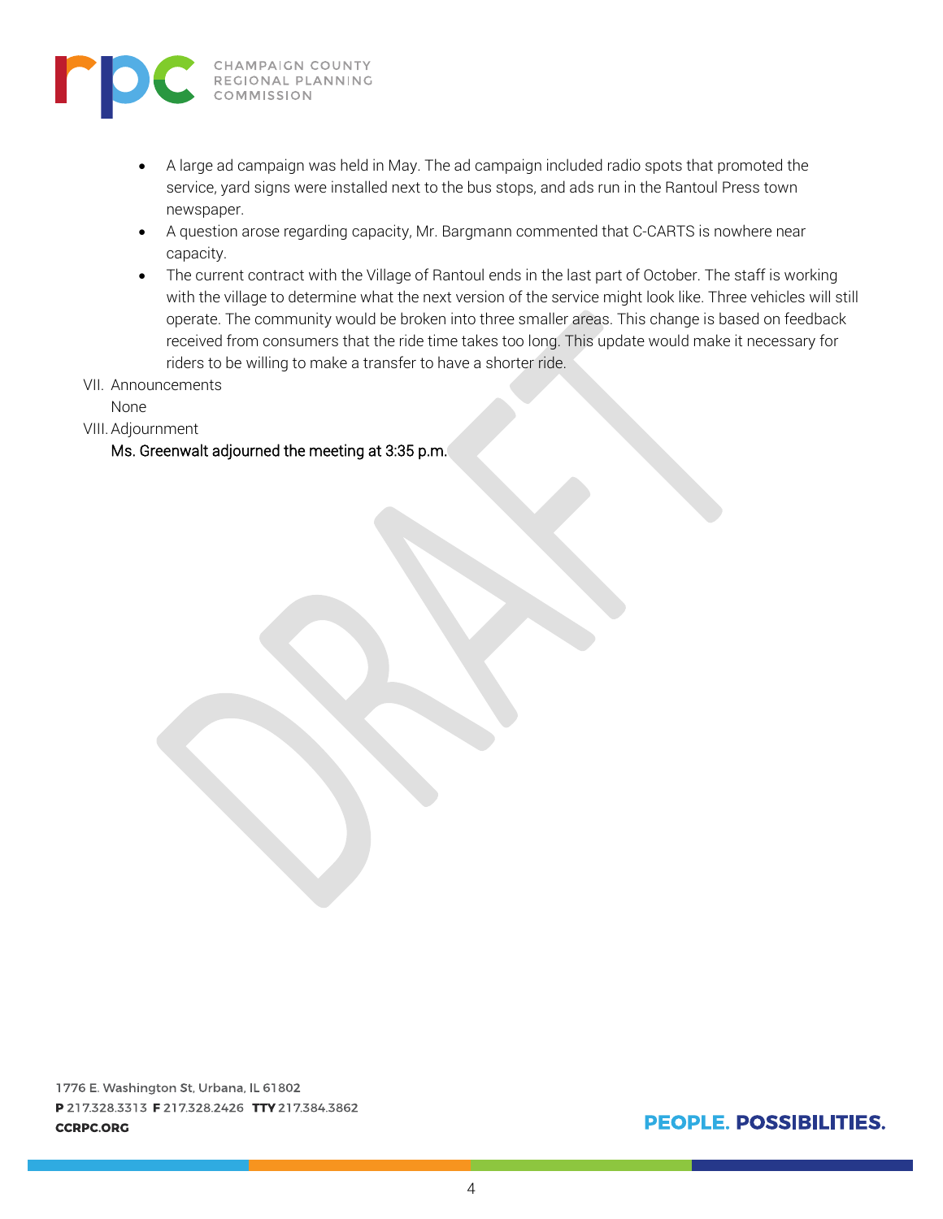- A large ad campaign was held in May. The ad campaign included radio spots that promoted the service, yard signs were installed next to the bus stops, and ads run in the Rantoul Press town newspaper.
- A question arose regarding capacity, Mr. Bargmann commented that C-CARTS is nowhere near capacity.
- The current contract with the Village of Rantoul ends in the last part of October. The staff is working with the village to determine what the next version of the service might look like. Three vehicles will still operate. The community would be broken into three smaller areas. This change is based on feedback received from consumers that the ride time takes too long. This update would make it necessary for riders to be willing to make a transfer to have a shorter ride.

VII. Announcements

None

VIII. Adjournment

Ms. Greenwalt adjourned the meeting at 3:35 p.m.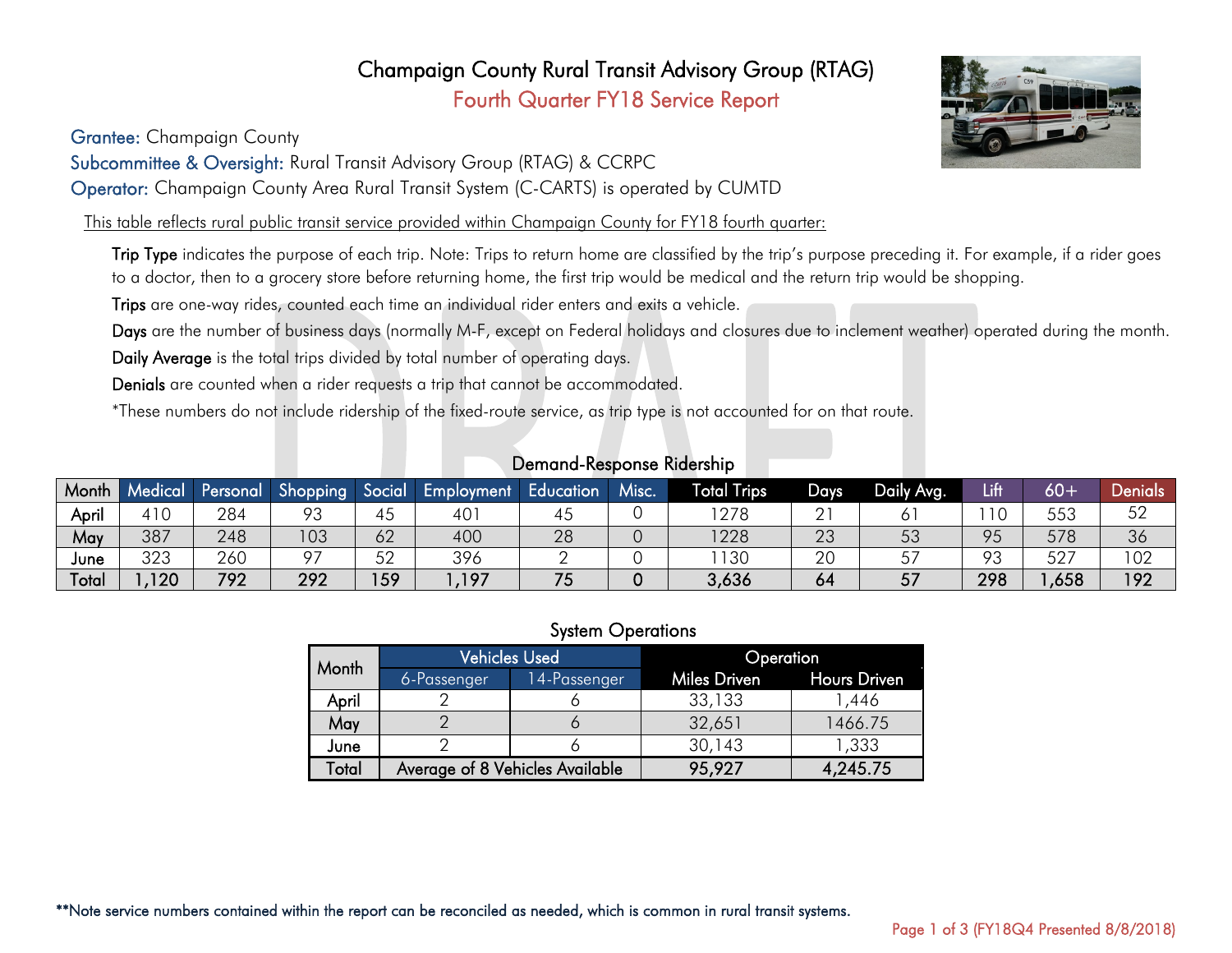# Champaign County Rural Transit Advisory Group (RTAG)

## Fourth Quarter FY18 Service Report

**Grantee:** Champaign County

**Subcommittee & Oversight:** Rural Transit Advisory Group (RTAG) & CCRPC

**Operator:** Champaign County Area Rural Transit System (C-CARTS) is operated by CUMTD

This table reflects rural public transit service provided within Champaign County for FY18 fourth quarter:

**Trip Type** indicates the purpose of each trip. Note: Trips to return home are classified by the trip's purpose preceding it. For example, if a rider goes to a doctor, then to a grocery store before returning home, the first trip would be medical and the return trip would be shopping.

**Trips** are one-way rides, counted each time an individual rider enters and exits a vehicle.

**Days** are the number of business days (normally M-F, except on Federal holidays and closures due to inclement weather) operated during the month.

**Daily Average** is the total trips divided by total number of operating days.

**Denials** are counted when a rider requests a trip that cannot be accommodated.

*These numbers do not include ridership of the fixed-route service, as trip type is not accounted for on that route.

### Demand-Response Ridership

| Month | Medical | Personal | Shopping | Social | Employment | Education | Misc. | Total Trips | Days | Daily Avg. | Lift | 60+ | Denials |
|---|---|---|---|---|---|---|---|---|---|---|---|---|---|
| April | 410 | 284 | 93 | 45 | 401 | 45 | 0 | 1278 | 21 | 61 | 110 | 553 | 52 |
| May | 387 | 248 | 103 | 62 | 400 | 28 | 0 | 1228 | 23 | 53 | 95 | 578 | 36 |
| June | 323 | 260 | 97 | 52 | 396 | 2 | 0 | 1130 | 20 | 57 | 93 | 527 | 102 |
| **Total** | **1,120** | **792** | **292** | **159** | **1,197** | **75** | **0** | **3,636** | **64** | **57** | **298** | **1,658** | **192** |

### System Operations

| Month | Vehicles Used | | Operation | |
|---|---|---|---|---|
| | 6-Passenger | 14-Passenger | Miles Driven | Hours Driven |
| April | 2 | 6 | 33,133 | 1,446 |
| May | 2 | 6 | 32,651 | 1466.75 |
| June | 2 | 6 | 30,143 | 1,333 |
| **Total** | **Average of 8 Vehicles Available** | | **95,927** | **4,245.75** |

**Note service numbers contained within the report can be reconciled as needed, which is common in rural transit systems.

FY18Q4 Presented 8/8/2018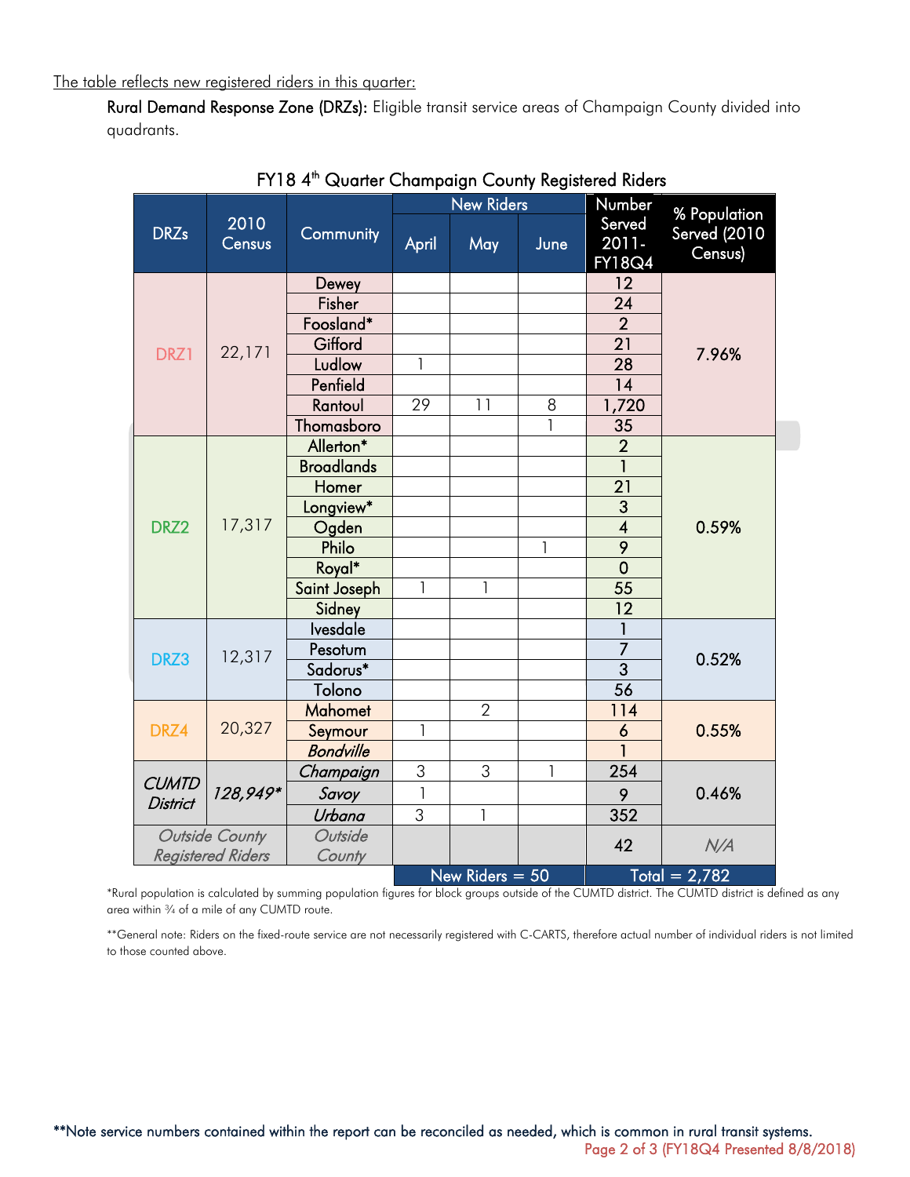The table reflects new registered riders in this quarter:

**Rural Demand Response Zone (DRZs):** Eligible transit service areas of Champaign County divided into quadrants.

**FY18 4th Quarter Champaign County Registered Riders**

| DRZs | 2010 Census | Community | New Riders | | | Number Served 2011-FY18Q4 | % Population Served (2010 Census) |
|---|---|---|---|---|---|---|---|
| | | | April | May | June | | |
| DRZ1 | 22,171 | Dewey | | | | 12 | 7.96% |
| | | Fisher | | | | 24 | |
| | | Foosland* | | | | 2 | |
| | | Gifford | | | | 21 | |
| | | Ludlow | 1 | | | 28 | |
| | | Penfield | | | | 14 | |
| | | Rantoul | 29 | 11 | 8 | 1,720 | |
| | | Thomasboro | | | 1 | 35 | |
| DRZ2 | 17,317 | Allerton* | | | | 2 | 0.59% |
| | | Broadlands | | | | 1 | |
| | | Homer | | | | 21 | |
| | | Longview* | | | | 3 | |
| | | Ogden | | | | 4 | |
| | | Philo | | | 1 | 9 | |
| | | Royal* | | | | 0 | |
| | | Saint Joseph | 1 | 1 | | 55 | |
| | | Sidney | | | | 12 | |
| DRZ3 | 12,317 | Ivesdale | | | | 1 | 0.52% |
| | | Pesotum | | | | 7 | |
| | | Sadorus* | | | | 3 | |
| | | Tolono | | | | 56 | |
| DRZ4 | 20,327 | Mahomet | | 2 | | 114 | 0.55% |
| | | Seymour | 1 | | | 6 | |
| | | *Bondville* | | | | 1 | |
| *CUMTD District* | *128,949** | *Champaign* | 3 | 3 | 1 | 254 | 0.46% |
| | | *Savoy* | 1 | | | 9 | |
| | | *Urbana* | 3 | 1 | | 352 | |
| *Outside County Registered Riders* | | *Outside County* | | | | 42 | *N/A* |
| | | | New Riders = 50 | | | Total = 2,782 | |

*Rural population is calculated by summing population figures for block groups outside of the CUMTD district. The CUMTD district is defined as any area within ¾ of a mile of any CUMTD route.

**General note: Riders on the fixed-route service are not necessarily registered with C-CARTS, therefore actual number of individual riders is not limited to those counted above.

**Note service numbers contained within the report can be reconciled as needed, which is common in rural transit systems.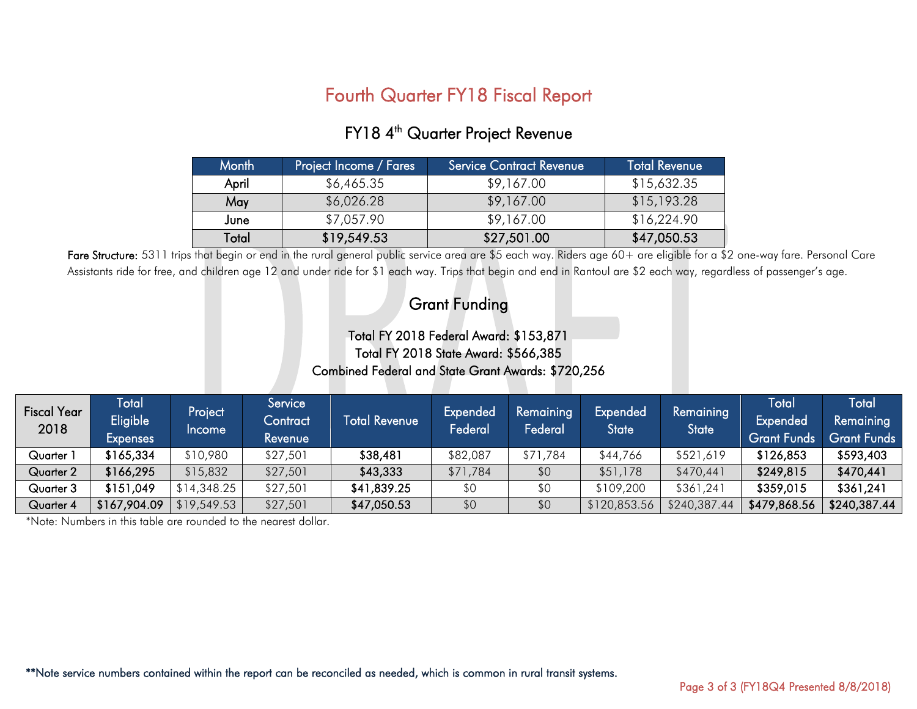# Fourth Quarter FY18 Fiscal Report

## FY18 4th Quarter Project Revenue

| Month | Project Income / Fares | Service Contract Revenue | Total Revenue |
|---|---|---|---|
| April | $6,465.35 | $9,167.00 | $15,632.35 |
| May | $6,026.28 | $9,167.00 | $15,193.28 |
| June | $7,057.90 | $9,167.00 | $16,224.90 |
| **Total** | **$19,549.53** | **$27,501.00** | **$47,050.53** |

**Fare Structure:** 5311 trips that begin or end in the rural general public service area are $5 each way. Riders age 60+ are eligible for a $2 one-way fare. Personal Care Assistants ride for free, and children age 12 and under ride for $1 each way. Trips that begin and end in Rantoul are $2 each way, regardless of passenger's age.

## Grant Funding

Total FY 2018 Federal Award: $153,871
Total FY 2018 State Award: $566,385
Combined Federal and State Grant Awards: $720,256

| Fiscal Year 2018 | Total Eligible Expenses | Project Income | Service Contract Revenue | Total Revenue | Expended Federal | Remaining Federal | Expended State | Remaining State | Total Expended Grant Funds | Total Remaining Grant Funds |
|---|---|---|---|---|---|---|---|---|---|---|
| Quarter 1 | **$165,334** | $10,980 | $27,501 | **$38,481** | $82,087 | $71,784 | $44,766 | $521,619 | **$126,853** | **$593,403** |
| Quarter 2 | **$166,295** | $15,832 | $27,501 | **$43,333** | $71,784 | $0 | $51,178 | $470,441 | **$249,815** | **$470,441** |
| Quarter 3 | **$151,049** | $14,348.25 | $27,501 | **$41,839.25** | $0 | $0 | $109,200 | $361,241 | **$359,015** | **$361,241** |
| Quarter 4 | **$167,904.09** | $19,549.53 | $27,501 | **$47,050.53** | $0 | $0 | $120,853.56 | $240,387.44 | **$479,868.56** | **$240,387.44** |

*Note: Numbers in this table are rounded to the nearest dollar.

**Note service numbers contained within the report can be reconciled as needed, which is common in rural transit systems.

Page 3 of 3 (FY18Q4 Presented 8/8/2018)